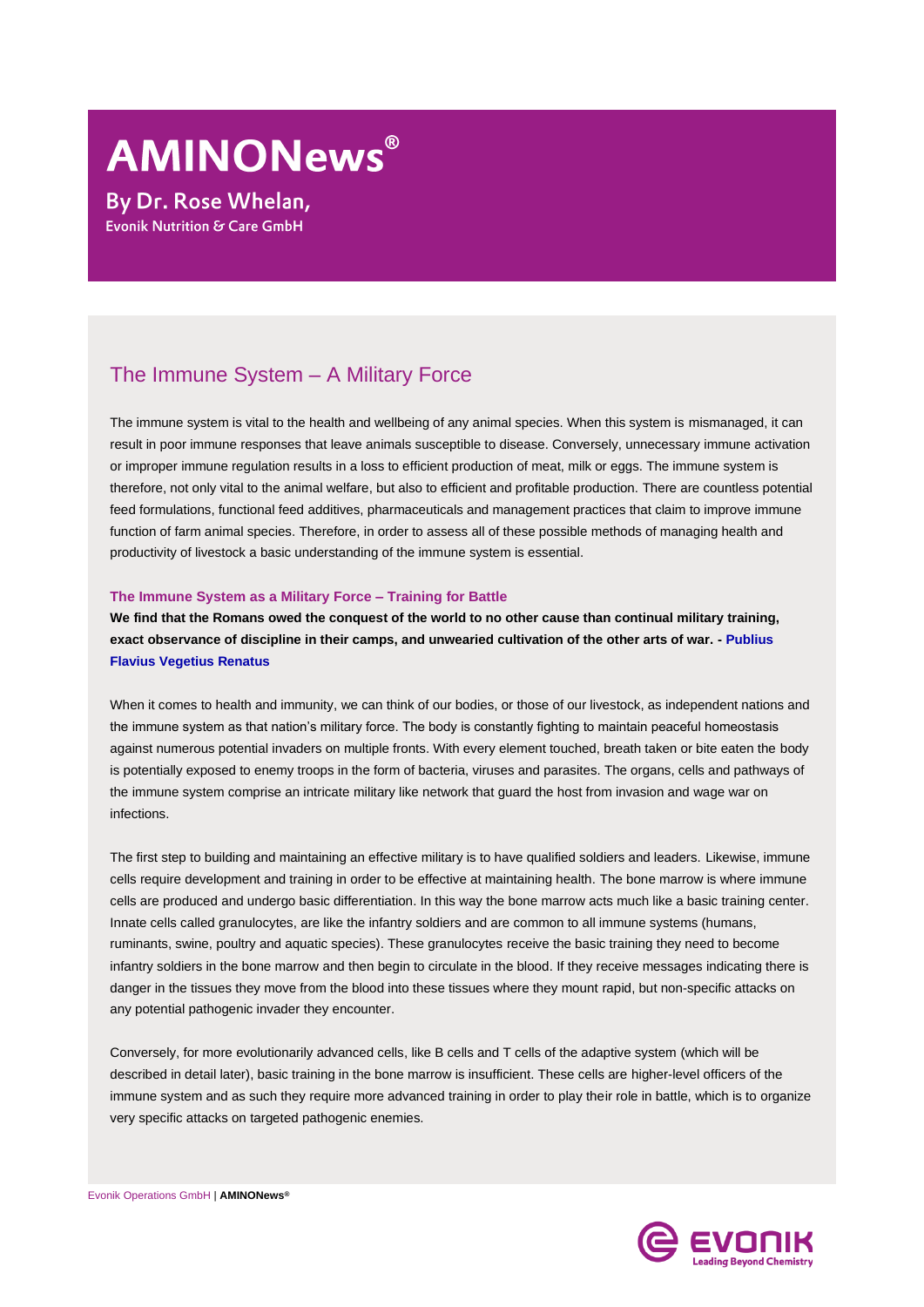# AMINONews®

**By Dr. Rose Whelan,**
**Evonik Nutrition & Care GmbH**

## The Immune System – A Military Force

The immune system is vital to the health and wellbeing of any animal species. When this system is mismanaged, it can result in poor immune responses that leave animals susceptible to disease. Conversely, unnecessary immune activation or improper immune regulation results in a loss to efficient production of meat, milk or eggs. The immune system is therefore, not only vital to the animal welfare, but also to efficient and profitable production. There are countless potential feed formulations, functional feed additives, pharmaceuticals and management practices that claim to improve immune function of farm animal species. Therefore, in order to assess all of these possible methods of managing health and productivity of livestock a basic understanding of the immune system is essential.

### The Immune System as a Military Force – Training for Battle

**We find that the Romans owed the conquest of the world to no other cause than continual military training, exact observance of discipline in their camps, and unwearied cultivation of the other arts of war. - Publius Flavius Vegetius Renatus**

When it comes to health and immunity, we can think of our bodies, or those of our livestock, as independent nations and the immune system as that nation's military force. The body is constantly fighting to maintain peaceful homeostasis against numerous potential invaders on multiple fronts. With every element touched, breath taken or bite eaten the body is potentially exposed to enemy troops in the form of bacteria, viruses and parasites. The organs, cells and pathways of the immune system comprise an intricate military like network that guard the host from invasion and wage war on infections.

The first step to building and maintaining an effective military is to have qualified soldiers and leaders. Likewise, immune cells require development and training in order to be effective at maintaining health. The bone marrow is where immune cells are produced and undergo basic differentiation. In this way the bone marrow acts much like a basic training center. Innate cells called granulocytes, are like the infantry soldiers and are common to all immune systems (humans, ruminants, swine, poultry and aquatic species). These granulocytes receive the basic training they need to become infantry soldiers in the bone marrow and then begin to circulate in the blood. If they receive messages indicating there is danger in the tissues they move from the blood into these tissues where they mount rapid, but non-specific attacks on any potential pathogenic invader they encounter.

Conversely, for more evolutionarily advanced cells, like B cells and T cells of the adaptive system (which will be described in detail later), basic training in the bone marrow is insufficient. These cells are higher-level officers of the immune system and as such they require more advanced training in order to play their role in battle, which is to organize very specific attacks on targeted pathogenic enemies.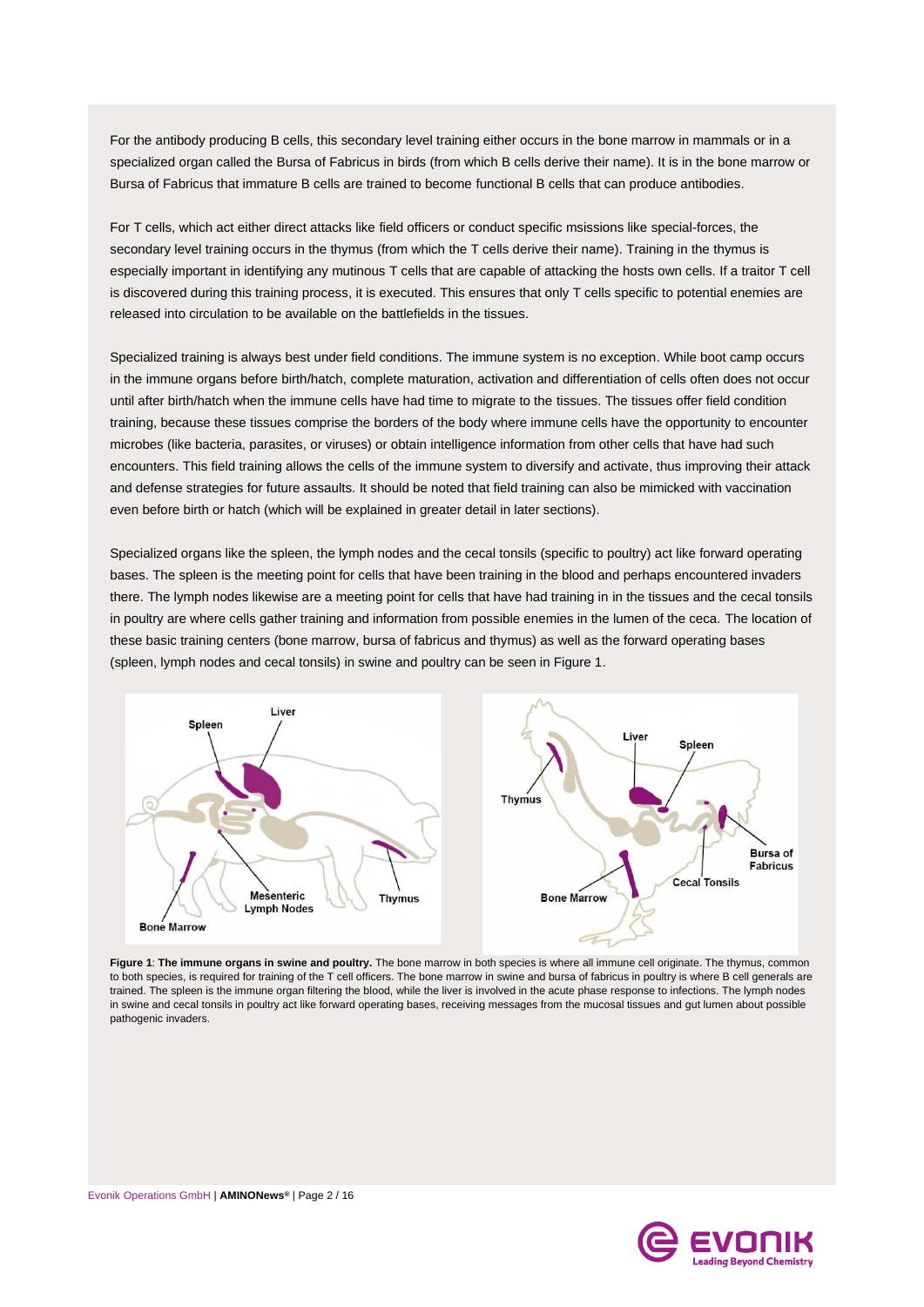For the antibody producing B cells, this secondary level training either occurs in the bone marrow in mammals or in a specialized organ called the Bursa of Fabricus in birds (from which B cells derive their name). It is in the bone marrow or Bursa of Fabricus that immature B cells are trained to become functional B cells that can produce antibodies.

For T cells, which act either direct attacks like field officers or conduct specific msissions like special-forces, the secondary level training occurs in the thymus (from which the T cells derive their name). Training in the thymus is especially important in identifying any mutinous T cells that are capable of attacking the hosts own cells. If a traitor T cell is discovered during this training process, it is executed. This ensures that only T cells specific to potential enemies are released into circulation to be available on the battlefields in the tissues.

Specialized training is always best under field conditions. The immune system is no exception. While boot camp occurs in the immune organs before birth/hatch, complete maturation, activation and differentiation of cells often does not occur until after birth/hatch when the immune cells have had time to migrate to the tissues. The tissues offer field condition training, because these tissues comprise the borders of the body where immune cells have the opportunity to encounter microbes (like bacteria, parasites, or viruses) or obtain intelligence information from other cells that have had such encounters. This field training allows the cells of the immune system to diversify and activate, thus improving their attack and defense strategies for future assaults. It should be noted that field training can also be mimicked with vaccination even before birth or hatch (which will be explained in greater detail in later sections).

Specialized organs like the spleen, the lymph nodes and the cecal tonsils (specific to poultry) act like forward operating bases. The spleen is the meeting point for cells that have been training in the blood and perhaps encountered invaders there. The lymph nodes likewise are a meeting point for cells that have had training in in the tissues and the cecal tonsils in poultry are where cells gather training and information from possible enemies in the lumen of the ceca. The location of these basic training centers (bone marrow, bursa of fabricus and thymus) as well as the forward operating bases (spleen, lymph nodes and cecal tonsils) in swine and poultry can be seen in Figure 1.

**Figure 1**: **The immune organs in swine and poultry.** The bone marrow in both species is where all immune cell originate. The thymus, common to both species, is required for training of the T cell officers. The bone marrow in swine and bursa of fabricus in poultry is where B cell generals are trained. The spleen is the immune organ filtering the blood, while the liver is involved in the acute phase response to infections. The lymph nodes in swine and cecal tonsils in poultry act like forward operating bases, receiving messages from the mucosal tissues and gut lumen about possible pathogenic invaders.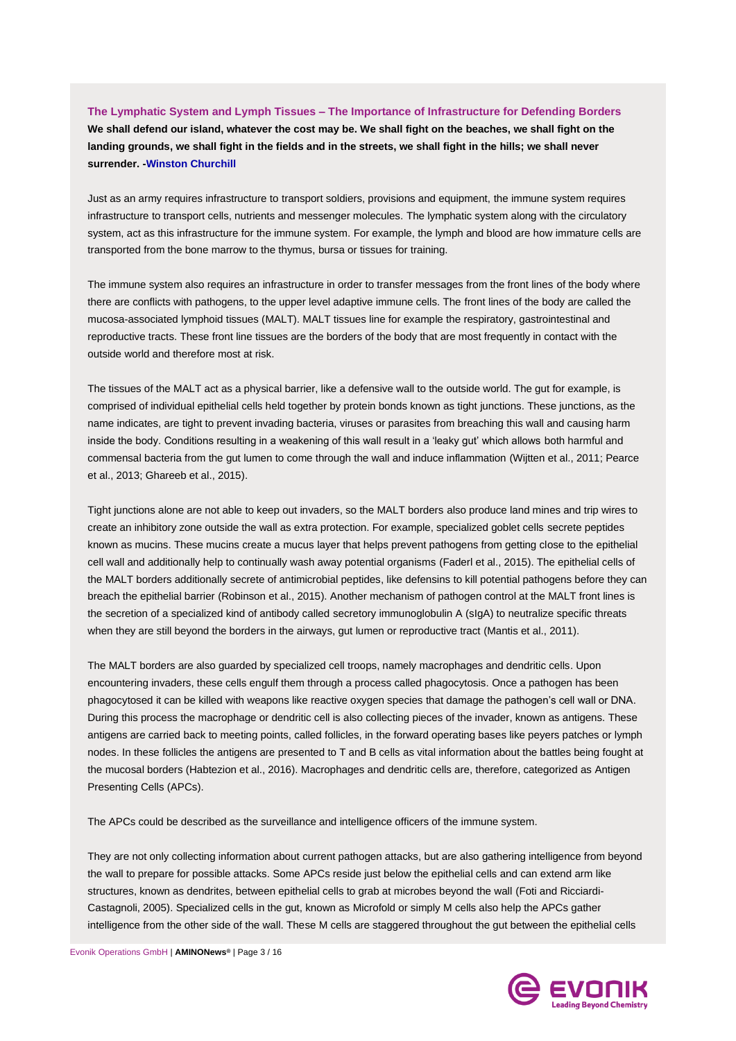## The Lymphatic System and Lymph Tissues – The Importance of Infrastructure for Defending Borders

**We shall defend our island, whatever the cost may be. We shall fight on the beaches, we shall fight on the landing grounds, we shall fight in the fields and in the streets, we shall fight in the hills; we shall never surrender. -Winston Churchill**

Just as an army requires infrastructure to transport soldiers, provisions and equipment, the immune system requires infrastructure to transport cells, nutrients and messenger molecules. The lymphatic system along with the circulatory system, act as this infrastructure for the immune system. For example, the lymph and blood are how immature cells are transported from the bone marrow to the thymus, bursa or tissues for training.

The immune system also requires an infrastructure in order to transfer messages from the front lines of the body where there are conflicts with pathogens, to the upper level adaptive immune cells. The front lines of the body are called the mucosa-associated lymphoid tissues (MALT). MALT tissues line for example the respiratory, gastrointestinal and reproductive tracts. These front line tissues are the borders of the body that are most frequently in contact with the outside world and therefore most at risk.

The tissues of the MALT act as a physical barrier, like a defensive wall to the outside world. The gut for example, is comprised of individual epithelial cells held together by protein bonds known as tight junctions. These junctions, as the name indicates, are tight to prevent invading bacteria, viruses or parasites from breaching this wall and causing harm inside the body. Conditions resulting in a weakening of this wall result in a 'leaky gut' which allows both harmful and commensal bacteria from the gut lumen to come through the wall and induce inflammation (Wijtten et al., 2011; Pearce et al., 2013; Ghareeb et al., 2015).

Tight junctions alone are not able to keep out invaders, so the MALT borders also produce land mines and trip wires to create an inhibitory zone outside the wall as extra protection. For example, specialized goblet cells secrete peptides known as mucins. These mucins create a mucus layer that helps prevent pathogens from getting close to the epithelial cell wall and additionally help to continually wash away potential organisms (Faderl et al., 2015). The epithelial cells of the MALT borders additionally secrete of antimicrobial peptides, like defensins to kill potential pathogens before they can breach the epithelial barrier (Robinson et al., 2015). Another mechanism of pathogen control at the MALT front lines is the secretion of a specialized kind of antibody called secretory immunoglobulin A (sIgA) to neutralize specific threats when they are still beyond the borders in the airways, gut lumen or reproductive tract (Mantis et al., 2011).

The MALT borders are also guarded by specialized cell troops, namely macrophages and dendritic cells. Upon encountering invaders, these cells engulf them through a process called phagocytosis. Once a pathogen has been phagocytosed it can be killed with weapons like reactive oxygen species that damage the pathogen's cell wall or DNA. During this process the macrophage or dendritic cell is also collecting pieces of the invader, known as antigens. These antigens are carried back to meeting points, called follicles, in the forward operating bases like peyers patches or lymph nodes. In these follicles the antigens are presented to T and B cells as vital information about the battles being fought at the mucosal borders (Habtezion et al., 2016). Macrophages and dendritic cells are, therefore, categorized as Antigen Presenting Cells (APCs).

The APCs could be described as the surveillance and intelligence officers of the immune system.

They are not only collecting information about current pathogen attacks, but are also gathering intelligence from beyond the wall to prepare for possible attacks. Some APCs reside just below the epithelial cells and can extend arm like structures, known as dendrites, between epithelial cells to grab at microbes beyond the wall (Foti and Ricciardi-Castagnoli, 2005). Specialized cells in the gut, known as Microfold or simply M cells also help the APCs gather intelligence from the other side of the wall. These M cells are staggered throughout the gut between the epithelial cells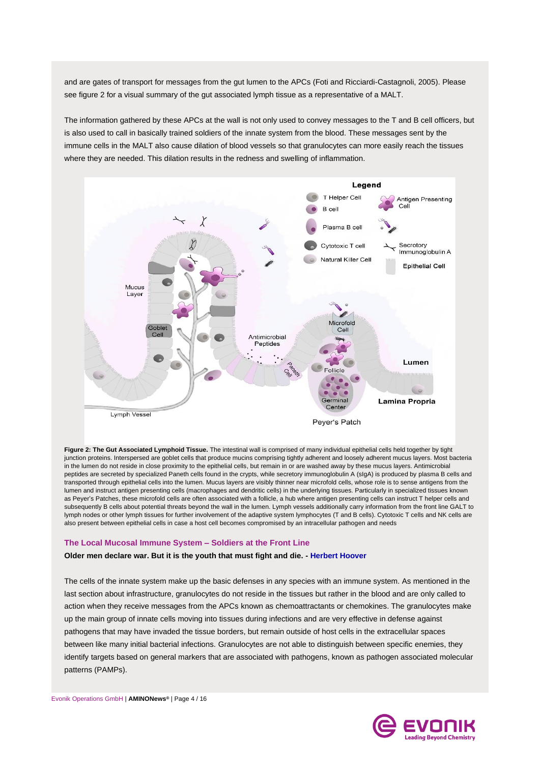and are gates of transport for messages from the gut lumen to the APCs (Foti and Ricciardi-Castagnoli, 2005). Please see figure 2 for a visual summary of the gut associated lymph tissue as a representative of a MALT.

The information gathered by these APCs at the wall is not only used to convey messages to the T and B cell officers, but is also used to call in basically trained soldiers of the innate system from the blood. These messages sent by the immune cells in the MALT also cause dilation of blood vessels so that granulocytes can more easily reach the tissues where they are needed. This dilation results in the redness and swelling of inflammation.

**Figure 2: The Gut Associated Lymphoid Tissue.** The intestinal wall is comprised of many individual epithelial cells held together by tight junction proteins. Interspersed are goblet cells that produce mucins comprising tightly adherent and loosely adherent mucus layers. Most bacteria in the lumen do not reside in close proximity to the epithelial cells, but remain in or are washed away by these mucus layers. Antimicrobial peptides are secreted by specialized Paneth cells found in the crypts, while secretory immunoglobulin A (sIgA) is produced by plasma B cells and transported through epithelial cells into the lumen. Mucus layers are visibly thinner near microfold cells, whose role is to sense antigens from the lumen and instruct antigen presenting cells (macrophages and dendritic cells) in the underlying tissues. Particularly in specialized tissues known as Peyer's Patches, these microfold cells are often associated with a follicle, a hub where antigen presenting cells can instruct T helper cells and subsequently B cells about potential threats beyond the wall in the lumen. Lymph vessels additionally carry information from the front line GALT to lymph nodes or other lymph tissues for further involvement of the adaptive system lymphocytes (T and B cells). Cytotoxic T cells and NK cells are also present between epithelial cells in case a host cell becomes compromised by an intracellular pathogen and needs

## The Local Mucosal Immune System – Soldiers at the Front Line

**Older men declare war. But it is the youth that must fight and die. - Herbert Hoover**

The cells of the innate system make up the basic defenses in any species with an immune system. As mentioned in the last section about infrastructure, granulocytes do not reside in the tissues but rather in the blood and are only called to action when they receive messages from the APCs known as chemoattractants or chemokines. The granulocytes make up the main group of innate cells moving into tissues during infections and are very effective in defense against pathogens that may have invaded the tissue borders, but remain outside of host cells in the extracellular spaces between like many initial bacterial infections. Granulocytes are not able to distinguish between specific enemies, they identify targets based on general markers that are associated with pathogens, known as pathogen associated molecular patterns (PAMPs).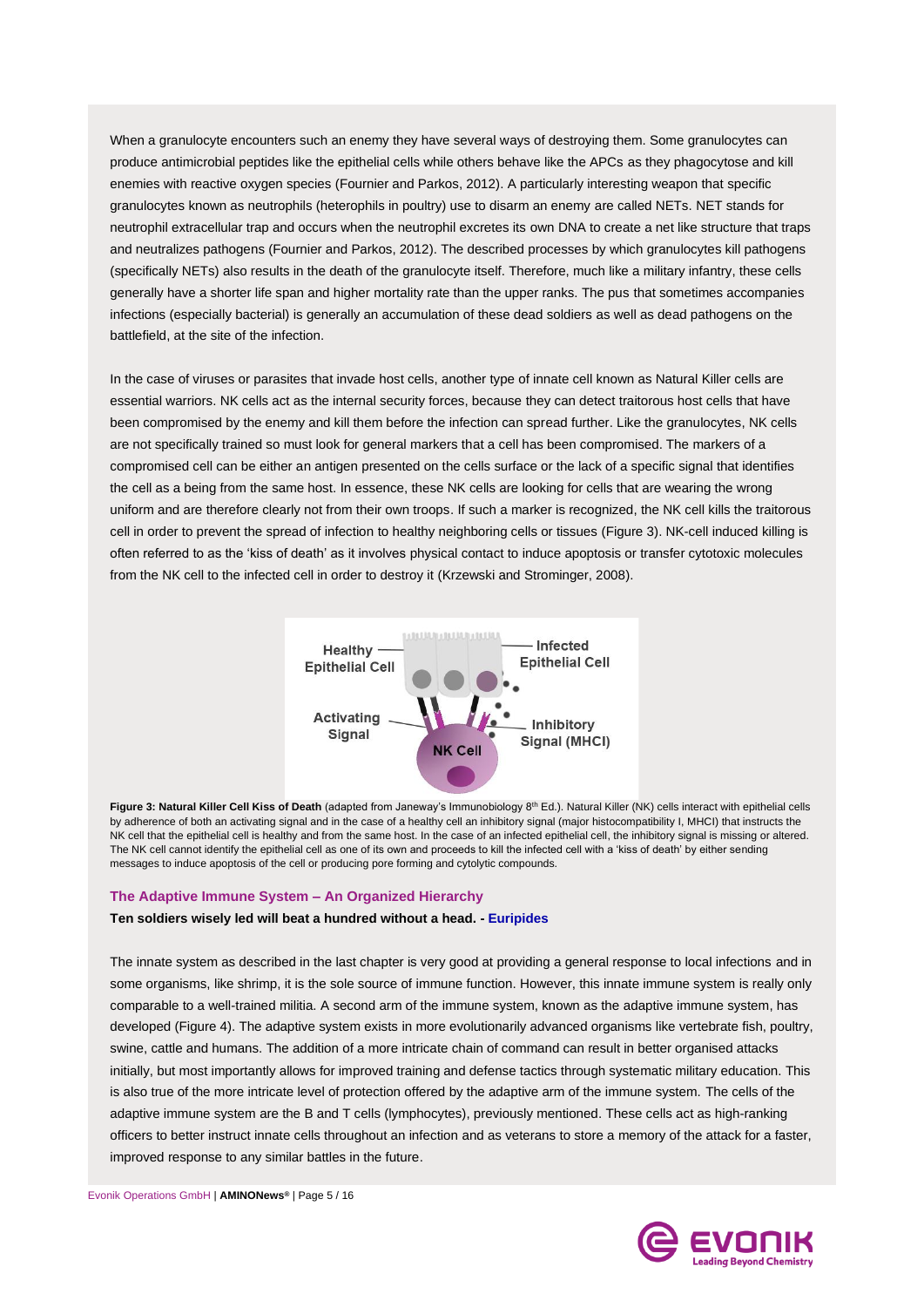When a granulocyte encounters such an enemy they have several ways of destroying them. Some granulocytes can produce antimicrobial peptides like the epithelial cells while others behave like the APCs as they phagocytose and kill enemies with reactive oxygen species (Fournier and Parkos, 2012). A particularly interesting weapon that specific granulocytes known as neutrophils (heterophils in poultry) use to disarm an enemy are called NETs. NET stands for neutrophil extracellular trap and occurs when the neutrophil excretes its own DNA to create a net like structure that traps and neutralizes pathogens (Fournier and Parkos, 2012). The described processes by which granulocytes kill pathogens (specifically NETs) also results in the death of the granulocyte itself. Therefore, much like a military infantry, these cells generally have a shorter life span and higher mortality rate than the upper ranks. The pus that sometimes accompanies infections (especially bacterial) is generally an accumulation of these dead soldiers as well as dead pathogens on the battlefield, at the site of the infection.

In the case of viruses or parasites that invade host cells, another type of innate cell known as Natural Killer cells are essential warriors. NK cells act as the internal security forces, because they can detect traitorous host cells that have been compromised by the enemy and kill them before the infection can spread further. Like the granulocytes, NK cells are not specifically trained so must look for general markers that a cell has been compromised. The markers of a compromised cell can be either an antigen presented on the cells surface or the lack of a specific signal that identifies the cell as a being from the same host. In essence, these NK cells are looking for cells that are wearing the wrong uniform and are therefore clearly not from their own troops. If such a marker is recognized, the NK cell kills the traitorous cell in order to prevent the spread of infection to healthy neighboring cells or tissues (Figure 3). NK-cell induced killing is often referred to as the 'kiss of death' as it involves physical contact to induce apoptosis or transfer cytotoxic molecules from the NK cell to the infected cell in order to destroy it (Krzewski and Strominger, 2008).

**Figure 3: Natural Killer Cell Kiss of Death** (adapted from Janeway's Immunobiology 8th Ed.). Natural Killer (NK) cells interact with epithelial cells by adherence of both an activating signal and in the case of a healthy cell an inhibitory signal (major histocompatibility I, MHCI) that instructs the NK cell that the epithelial cell is healthy and from the same host. In the case of an infected epithelial cell, the inhibitory signal is missing or altered. The NK cell cannot identify the epithelial cell as one of its own and proceeds to kill the infected cell with a 'kiss of death' by either sending messages to induce apoptosis of the cell or producing pore forming and cytolytic compounds.

## The Adaptive Immune System – An Organized Hierarchy

**Ten soldiers wisely led will beat a hundred without a head. - Euripides**

The innate system as described in the last chapter is very good at providing a general response to local infections and in some organisms, like shrimp, it is the sole source of immune function. However, this innate immune system is really only comparable to a well-trained militia. A second arm of the immune system, known as the adaptive immune system, has developed (Figure 4). The adaptive system exists in more evolutionarily advanced organisms like vertebrate fish, poultry, swine, cattle and humans. The addition of a more intricate chain of command can result in better organised attacks initially, but most importantly allows for improved training and defense tactics through systematic military education. This is also true of the more intricate level of protection offered by the adaptive arm of the immune system. The cells of the adaptive immune system are the B and T cells (lymphocytes), previously mentioned. These cells act as high-ranking officers to better instruct innate cells throughout an infection and as veterans to store a memory of the attack for a faster, improved response to any similar battles in the future.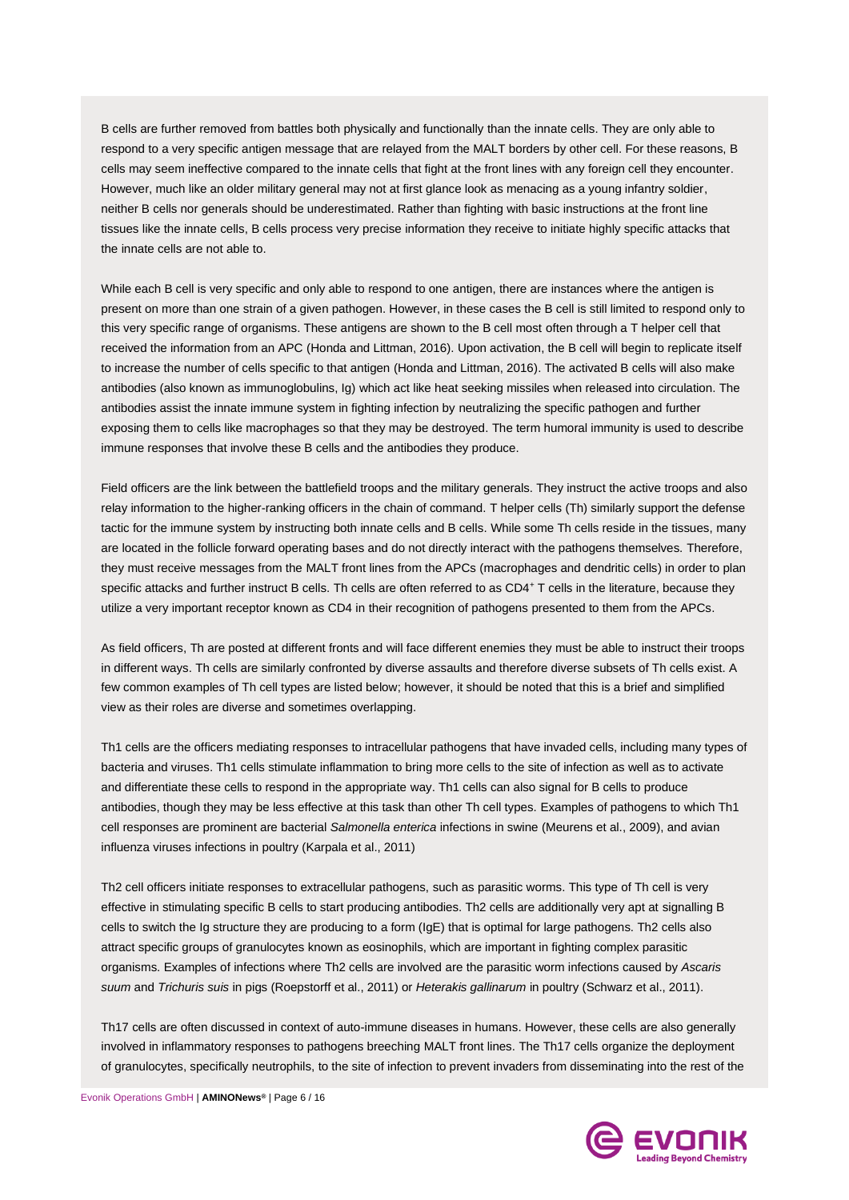B cells are further removed from battles both physically and functionally than the innate cells. They are only able to respond to a very specific antigen message that are relayed from the MALT borders by other cell. For these reasons, B cells may seem ineffective compared to the innate cells that fight at the front lines with any foreign cell they encounter. However, much like an older military general may not at first glance look as menacing as a young infantry soldier, neither B cells nor generals should be underestimated. Rather than fighting with basic instructions at the front line tissues like the innate cells, B cells process very precise information they receive to initiate highly specific attacks that the innate cells are not able to.

While each B cell is very specific and only able to respond to one antigen, there are instances where the antigen is present on more than one strain of a given pathogen. However, in these cases the B cell is still limited to respond only to this very specific range of organisms. These antigens are shown to the B cell most often through a T helper cell that received the information from an APC (Honda and Littman, 2016). Upon activation, the B cell will begin to replicate itself to increase the number of cells specific to that antigen (Honda and Littman, 2016). The activated B cells will also make antibodies (also known as immunoglobulins, Ig) which act like heat seeking missiles when released into circulation. The antibodies assist the innate immune system in fighting infection by neutralizing the specific pathogen and further exposing them to cells like macrophages so that they may be destroyed. The term humoral immunity is used to describe immune responses that involve these B cells and the antibodies they produce.

Field officers are the link between the battlefield troops and the military generals. They instruct the active troops and also relay information to the higher-ranking officers in the chain of command. T helper cells (Th) similarly support the defense tactic for the immune system by instructing both innate cells and B cells. While some Th cells reside in the tissues, many are located in the follicle forward operating bases and do not directly interact with the pathogens themselves. Therefore, they must receive messages from the MALT front lines from the APCs (macrophages and dendritic cells) in order to plan specific attacks and further instruct B cells. Th cells are often referred to as $CD4^{+}$ T cells in the literature, because they utilize a very important receptor known as CD4 in their recognition of pathogens presented to them from the APCs.

As field officers, Th are posted at different fronts and will face different enemies they must be able to instruct their troops in different ways. Th cells are similarly confronted by diverse assaults and therefore diverse subsets of Th cells exist. A few common examples of Th cell types are listed below; however, it should be noted that this is a brief and simplified view as their roles are diverse and sometimes overlapping.

Th1 cells are the officers mediating responses to intracellular pathogens that have invaded cells, including many types of bacteria and viruses. Th1 cells stimulate inflammation to bring more cells to the site of infection as well as to activate and differentiate these cells to respond in the appropriate way. Th1 cells can also signal for B cells to produce antibodies, though they may be less effective at this task than other Th cell types. Examples of pathogens to which Th1 cell responses are prominent are bacterial *Salmonella enterica* infections in swine (Meurens et al., 2009), and avian influenza viruses infections in poultry (Karpala et al., 2011)

Th2 cell officers initiate responses to extracellular pathogens, such as parasitic worms. This type of Th cell is very effective in stimulating specific B cells to start producing antibodies. Th2 cells are additionally very apt at signalling B cells to switch the Ig structure they are producing to a form (IgE) that is optimal for large pathogens. Th2 cells also attract specific groups of granulocytes known as eosinophils, which are important in fighting complex parasitic organisms. Examples of infections where Th2 cells are involved are the parasitic worm infections caused by *Ascaris suum* and *Trichuris suis* in pigs (Roepstorff et al., 2011) or *Heterakis gallinarum* in poultry (Schwarz et al., 2011).

Th17 cells are often discussed in context of auto-immune diseases in humans. However, these cells are also generally involved in inflammatory responses to pathogens breeching MALT front lines. The Th17 cells organize the deployment of granulocytes, specifically neutrophils, to the site of infection to prevent invaders from disseminating into the rest of the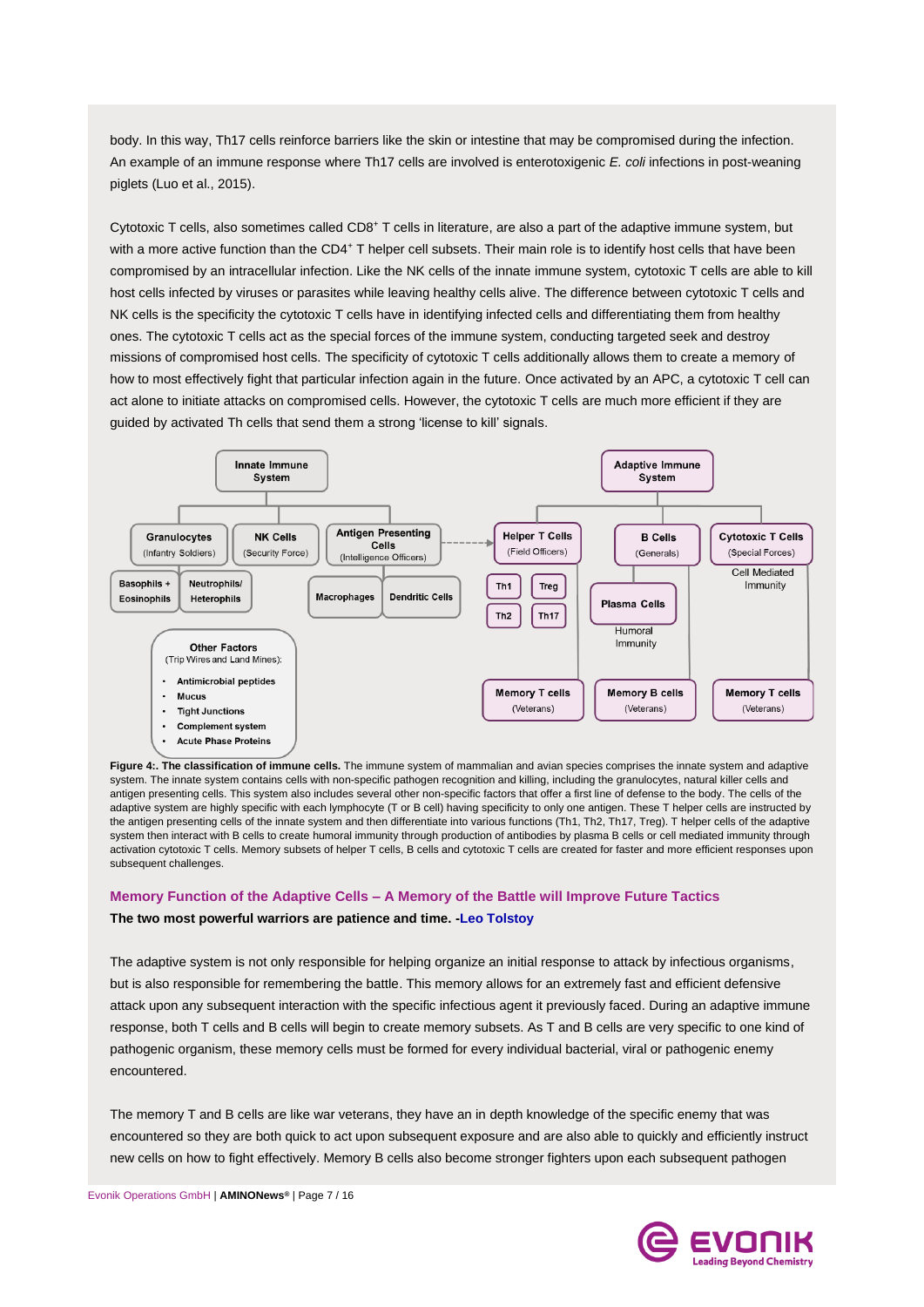body. In this way, Th17 cells reinforce barriers like the skin or intestine that may be compromised during the infection. An example of an immune response where Th17 cells are involved is enterotoxigenic *E. coli* infections in post-weaning piglets (Luo et al., 2015).

Cytotoxic T cells, also sometimes called $CD8^+$ T cells in literature, are also a part of the adaptive immune system, but with a more active function than the $CD4^+$ T helper cell subsets. Their main role is to identify host cells that have been compromised by an intracellular infection. Like the NK cells of the innate immune system, cytotoxic T cells are able to kill host cells infected by viruses or parasites while leaving healthy cells alive. The difference between cytotoxic T cells and NK cells is the specificity the cytotoxic T cells have in identifying infected cells and differentiating them from healthy ones. The cytotoxic T cells act as the special forces of the immune system, conducting targeted seek and destroy missions of compromised host cells. The specificity of cytotoxic T cells additionally allows them to create a memory of how to most effectively fight that particular infection again in the future. Once activated by an APC, a cytotoxic T cell can act alone to initiate attacks on compromised cells. However, the cytotoxic T cells are much more efficient if they are guided by activated Th cells that send them a strong 'license to kill' signals.

Innate Immune System

Granulocytes (Infantry Soldiers)
- Basophils + Eosinophils
- Neutrophils/ Heterophils

NK Cells (Security Force)

Antigen Presenting Cells (Intelligence Officers)
- Macrophages
- Dendritic Cells

Other Factors (Trip Wires and Land Mines):
- Antimicrobial peptides
- Mucus
- Tight Junctions
- Complement system
- Acute Phase Proteins

Adaptive Immune System

Helper T Cells (Field Officers)
- Th1
- Treg
- Th2
- Th17
- Memory T cells (Veterans)

B Cells (Generals)
- Plasma Cells
- Humoral Immunity
- Memory B cells (Veterans)

Cytotoxic T Cells (Special Forces)
- Cell Mediated Immunity
- Memory T cells (Veterans)

**Figure 4:. The classification of immune cells.** The immune system of mammalian and avian species comprises the innate system and adaptive system. The innate system contains cells with non-specific pathogen recognition and killing, including the granulocytes, natural killer cells and antigen presenting cells. This system also includes several other non-specific factors that offer a first line of defense to the body. The cells of the adaptive system are highly specific with each lymphocyte (T or B cell) having specificity to only one antigen. These T helper cells are instructed by the antigen presenting cells of the innate system and then differentiate into various functions (Th1, Th2, Th17, Treg). T helper cells of the adaptive system then interact with B cells to create humoral immunity through production of antibodies by plasma B cells or cell mediated immunity through activation cytotoxic T cells. Memory subsets of helper T cells, B cells and cytotoxic T cells are created for faster and more efficient responses upon subsequent challenges.

## Memory Function of the Adaptive Cells – A Memory of the Battle will Improve Future Tactics

**The two most powerful warriors are patience and time. -Leo Tolstoy**

The adaptive system is not only responsible for helping organize an initial response to attack by infectious organisms, but is also responsible for remembering the battle. This memory allows for an extremely fast and efficient defensive attack upon any subsequent interaction with the specific infectious agent it previously faced. During an adaptive immune response, both T cells and B cells will begin to create memory subsets. As T and B cells are very specific to one kind of pathogenic organism, these memory cells must be formed for every individual bacterial, viral or pathogenic enemy encountered.

The memory T and B cells are like war veterans, they have an in depth knowledge of the specific enemy that was encountered so they are both quick to act upon subsequent exposure and are also able to quickly and efficiently instruct new cells on how to fight effectively. Memory B cells also become stronger fighters upon each subsequent pathogen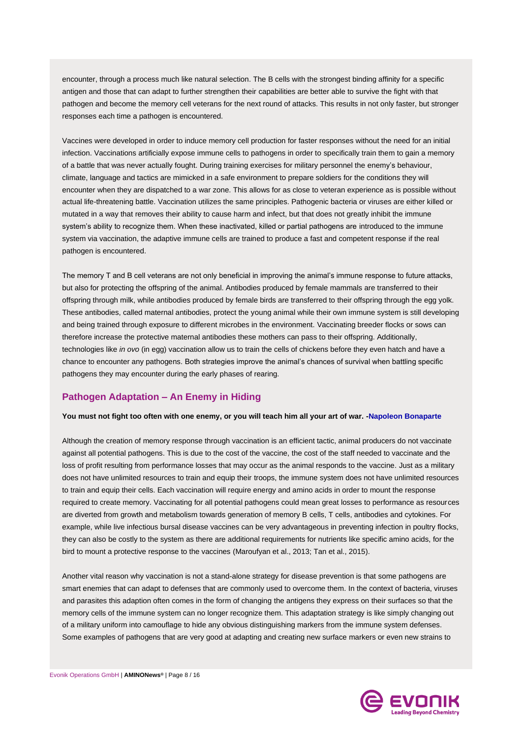encounter, through a process much like natural selection. The B cells with the strongest binding affinity for a specific antigen and those that can adapt to further strengthen their capabilities are better able to survive the fight with that pathogen and become the memory cell veterans for the next round of attacks. This results in not only faster, but stronger responses each time a pathogen is encountered.

Vaccines were developed in order to induce memory cell production for faster responses without the need for an initial infection. Vaccinations artificially expose immune cells to pathogens in order to specifically train them to gain a memory of a battle that was never actually fought. During training exercises for military personnel the enemy's behaviour, climate, language and tactics are mimicked in a safe environment to prepare soldiers for the conditions they will encounter when they are dispatched to a war zone. This allows for as close to veteran experience as is possible without actual life-threatening battle. Vaccination utilizes the same principles. Pathogenic bacteria or viruses are either killed or mutated in a way that removes their ability to cause harm and infect, but that does not greatly inhibit the immune system's ability to recognize them. When these inactivated, killed or partial pathogens are introduced to the immune system via vaccination, the adaptive immune cells are trained to produce a fast and competent response if the real pathogen is encountered.

The memory T and B cell veterans are not only beneficial in improving the animal's immune response to future attacks, but also for protecting the offspring of the animal. Antibodies produced by female mammals are transferred to their offspring through milk, while antibodies produced by female birds are transferred to their offspring through the egg yolk. These antibodies, called maternal antibodies, protect the young animal while their own immune system is still developing and being trained through exposure to different microbes in the environment. Vaccinating breeder flocks or sows can therefore increase the protective maternal antibodies these mothers can pass to their offspring. Additionally, technologies like *in ovo* (in egg) vaccination allow us to train the cells of chickens before they even hatch and have a chance to encounter any pathogens. Both strategies improve the animal's chances of survival when battling specific pathogens they may encounter during the early phases of rearing.

## Pathogen Adaptation – An Enemy in Hiding

**You must not fight too often with one enemy, or you will teach him all your art of war. -Napoleon Bonaparte**

Although the creation of memory response through vaccination is an efficient tactic, animal producers do not vaccinate against all potential pathogens. This is due to the cost of the vaccine, the cost of the staff needed to vaccinate and the loss of profit resulting from performance losses that may occur as the animal responds to the vaccine. Just as a military does not have unlimited resources to train and equip their troops, the immune system does not have unlimited resources to train and equip their cells. Each vaccination will require energy and amino acids in order to mount the response required to create memory. Vaccinating for all potential pathogens could mean great losses to performance as resources are diverted from growth and metabolism towards generation of memory B cells, T cells, antibodies and cytokines. For example, while live infectious bursal disease vaccines can be very advantageous in preventing infection in poultry flocks, they can also be costly to the system as there are additional requirements for nutrients like specific amino acids, for the bird to mount a protective response to the vaccines (Maroufyan et al., 2013; Tan et al., 2015).

Another vital reason why vaccination is not a stand-alone strategy for disease prevention is that some pathogens are smart enemies that can adapt to defenses that are commonly used to overcome them. In the context of bacteria, viruses and parasites this adaption often comes in the form of changing the antigens they express on their surfaces so that the memory cells of the immune system can no longer recognize them. This adaptation strategy is like simply changing out of a military uniform into camouflage to hide any obvious distinguishing markers from the immune system defenses. Some examples of pathogens that are very good at adapting and creating new surface markers or even new strains to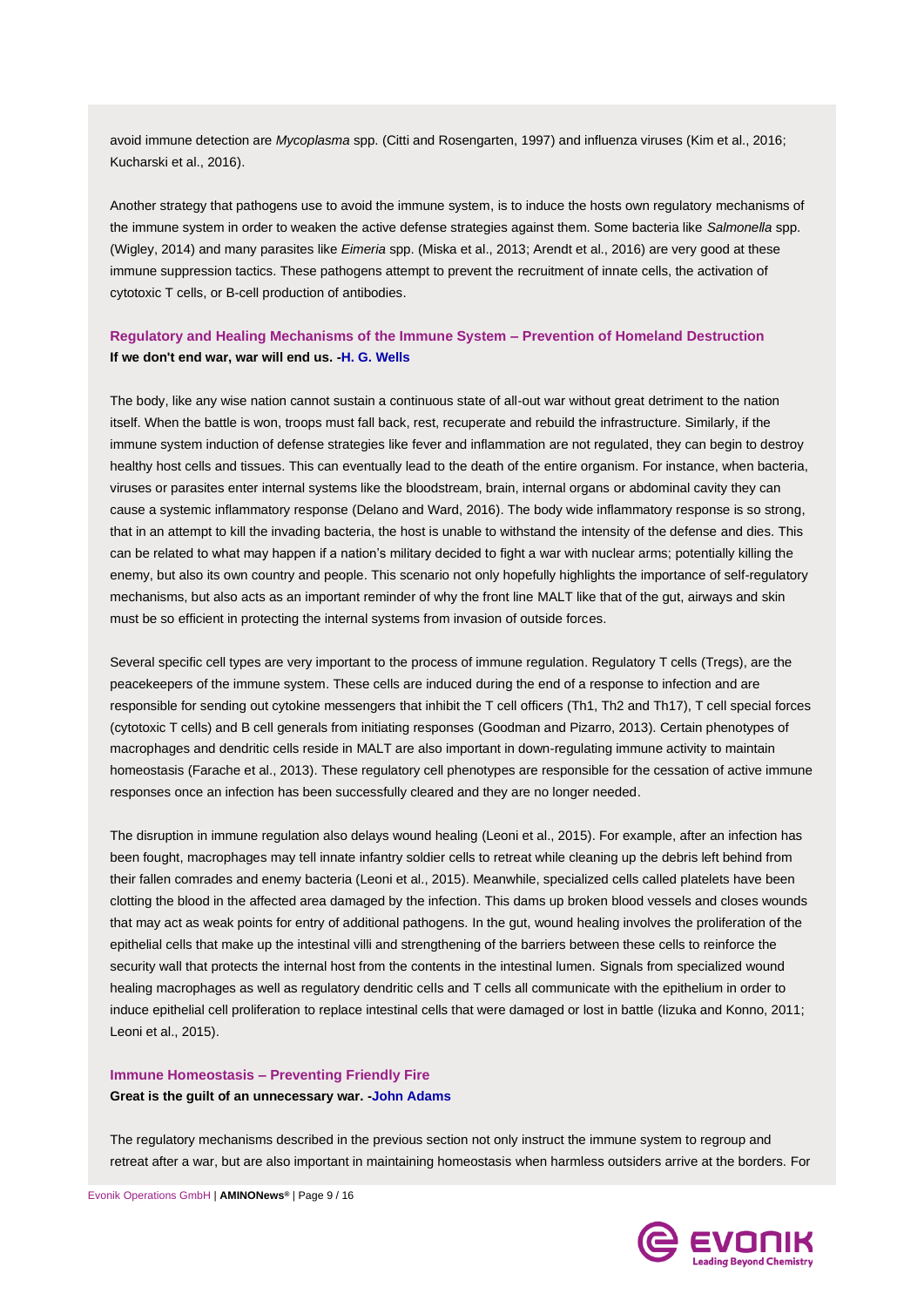avoid immune detection are *Mycoplasma* spp. (Citti and Rosengarten, 1997) and influenza viruses (Kim et al., 2016; Kucharski et al., 2016).

Another strategy that pathogens use to avoid the immune system, is to induce the hosts own regulatory mechanisms of the immune system in order to weaken the active defense strategies against them. Some bacteria like *Salmonella* spp. (Wigley, 2014) and many parasites like *Eimeria* spp. (Miska et al., 2013; Arendt et al., 2016) are very good at these immune suppression tactics. These pathogens attempt to prevent the recruitment of innate cells, the activation of cytotoxic T cells, or B-cell production of antibodies.

## Regulatory and Healing Mechanisms of the Immune System – Prevention of Homeland Destruction

**If we don't end war, war will end us. -H. G. Wells**

The body, like any wise nation cannot sustain a continuous state of all-out war without great detriment to the nation itself. When the battle is won, troops must fall back, rest, recuperate and rebuild the infrastructure. Similarly, if the immune system induction of defense strategies like fever and inflammation are not regulated, they can begin to destroy healthy host cells and tissues. This can eventually lead to the death of the entire organism. For instance, when bacteria, viruses or parasites enter internal systems like the bloodstream, brain, internal organs or abdominal cavity they can cause a systemic inflammatory response (Delano and Ward, 2016). The body wide inflammatory response is so strong, that in an attempt to kill the invading bacteria, the host is unable to withstand the intensity of the defense and dies. This can be related to what may happen if a nation's military decided to fight a war with nuclear arms; potentially killing the enemy, but also its own country and people. This scenario not only hopefully highlights the importance of self-regulatory mechanisms, but also acts as an important reminder of why the front line MALT like that of the gut, airways and skin must be so efficient in protecting the internal systems from invasion of outside forces.

Several specific cell types are very important to the process of immune regulation. Regulatory T cells (Tregs), are the peacekeepers of the immune system. These cells are induced during the end of a response to infection and are responsible for sending out cytokine messengers that inhibit the T cell officers (Th1, Th2 and Th17), T cell special forces (cytotoxic T cells) and B cell generals from initiating responses (Goodman and Pizarro, 2013). Certain phenotypes of macrophages and dendritic cells reside in MALT are also important in down-regulating immune activity to maintain homeostasis (Farache et al., 2013). These regulatory cell phenotypes are responsible for the cessation of active immune responses once an infection has been successfully cleared and they are no longer needed.

The disruption in immune regulation also delays wound healing (Leoni et al., 2015). For example, after an infection has been fought, macrophages may tell innate infantry soldier cells to retreat while cleaning up the debris left behind from their fallen comrades and enemy bacteria (Leoni et al., 2015). Meanwhile, specialized cells called platelets have been clotting the blood in the affected area damaged by the infection. This dams up broken blood vessels and closes wounds that may act as weak points for entry of additional pathogens. In the gut, wound healing involves the proliferation of the epithelial cells that make up the intestinal villi and strengthening of the barriers between these cells to reinforce the security wall that protects the internal host from the contents in the intestinal lumen. Signals from specialized wound healing macrophages as well as regulatory dendritic cells and T cells all communicate with the epithelium in order to induce epithelial cell proliferation to replace intestinal cells that were damaged or lost in battle (Iizuka and Konno, 2011; Leoni et al., 2015).

## Immune Homeostasis – Preventing Friendly Fire

**Great is the guilt of an unnecessary war. -John Adams**

The regulatory mechanisms described in the previous section not only instruct the immune system to regroup and retreat after a war, but are also important in maintaining homeostasis when harmless outsiders arrive at the borders. For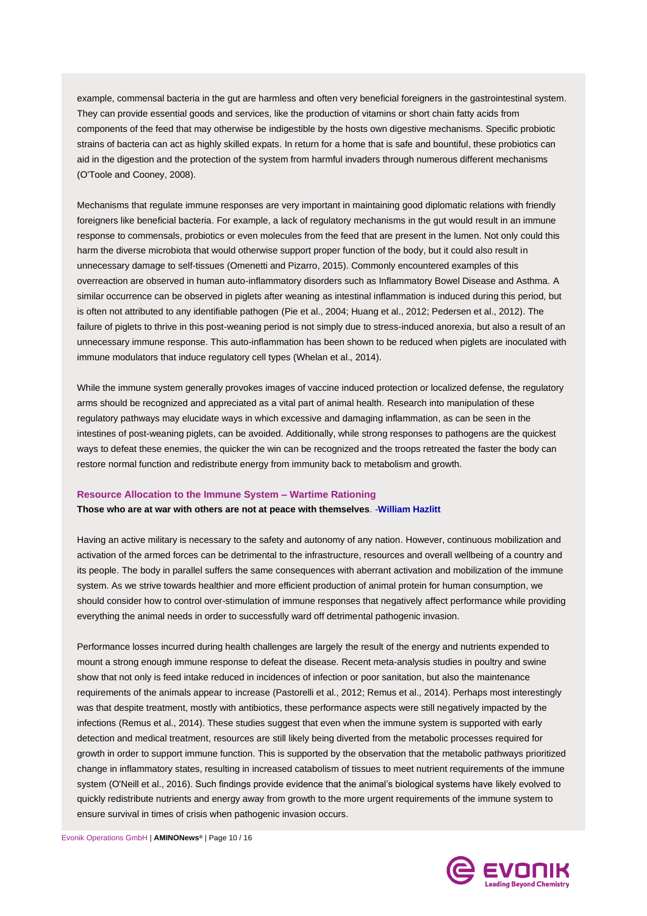example, commensal bacteria in the gut are harmless and often very beneficial foreigners in the gastrointestinal system. They can provide essential goods and services, like the production of vitamins or short chain fatty acids from components of the feed that may otherwise be indigestible by the hosts own digestive mechanisms. Specific probiotic strains of bacteria can act as highly skilled expats. In return for a home that is safe and bountiful, these probiotics can aid in the digestion and the protection of the system from harmful invaders through numerous different mechanisms (O'Toole and Cooney, 2008).

Mechanisms that regulate immune responses are very important in maintaining good diplomatic relations with friendly foreigners like beneficial bacteria. For example, a lack of regulatory mechanisms in the gut would result in an immune response to commensals, probiotics or even molecules from the feed that are present in the lumen. Not only could this harm the diverse microbiota that would otherwise support proper function of the body, but it could also result in unnecessary damage to self-tissues (Omenetti and Pizarro, 2015). Commonly encountered examples of this overreaction are observed in human auto-inflammatory disorders such as Inflammatory Bowel Disease and Asthma. A similar occurrence can be observed in piglets after weaning as intestinal inflammation is induced during this period, but is often not attributed to any identifiable pathogen (Pie et al., 2004; Huang et al., 2012; Pedersen et al., 2012). The failure of piglets to thrive in this post-weaning period is not simply due to stress-induced anorexia, but also a result of an unnecessary immune response. This auto-inflammation has been shown to be reduced when piglets are inoculated with immune modulators that induce regulatory cell types (Whelan et al., 2014).

While the immune system generally provokes images of vaccine induced protection or localized defense, the regulatory arms should be recognized and appreciated as a vital part of animal health. Research into manipulation of these regulatory pathways may elucidate ways in which excessive and damaging inflammation, as can be seen in the intestines of post-weaning piglets, can be avoided. Additionally, while strong responses to pathogens are the quickest ways to defeat these enemies, the quicker the win can be recognized and the troops retreated the faster the body can restore normal function and redistribute energy from immunity back to metabolism and growth.

### Resource Allocation to the Immune System – Wartime Rationing

**Those who are at war with others are not at peace with themselves**. -**William Hazlitt**

Having an active military is necessary to the safety and autonomy of any nation. However, continuous mobilization and activation of the armed forces can be detrimental to the infrastructure, resources and overall wellbeing of a country and its people. The body in parallel suffers the same consequences with aberrant activation and mobilization of the immune system. As we strive towards healthier and more efficient production of animal protein for human consumption, we should consider how to control over-stimulation of immune responses that negatively affect performance while providing everything the animal needs in order to successfully ward off detrimental pathogenic invasion.

Performance losses incurred during health challenges are largely the result of the energy and nutrients expended to mount a strong enough immune response to defeat the disease. Recent meta-analysis studies in poultry and swine show that not only is feed intake reduced in incidences of infection or poor sanitation, but also the maintenance requirements of the animals appear to increase (Pastorelli et al., 2012; Remus et al., 2014). Perhaps most interestingly was that despite treatment, mostly with antibiotics, these performance aspects were still negatively impacted by the infections (Remus et al., 2014). These studies suggest that even when the immune system is supported with early detection and medical treatment, resources are still likely being diverted from the metabolic processes required for growth in order to support immune function. This is supported by the observation that the metabolic pathways prioritized change in inflammatory states, resulting in increased catabolism of tissues to meet nutrient requirements of the immune system (O'Neill et al., 2016). Such findings provide evidence that the animal's biological systems have likely evolved to quickly redistribute nutrients and energy away from growth to the more urgent requirements of the immune system to ensure survival in times of crisis when pathogenic invasion occurs.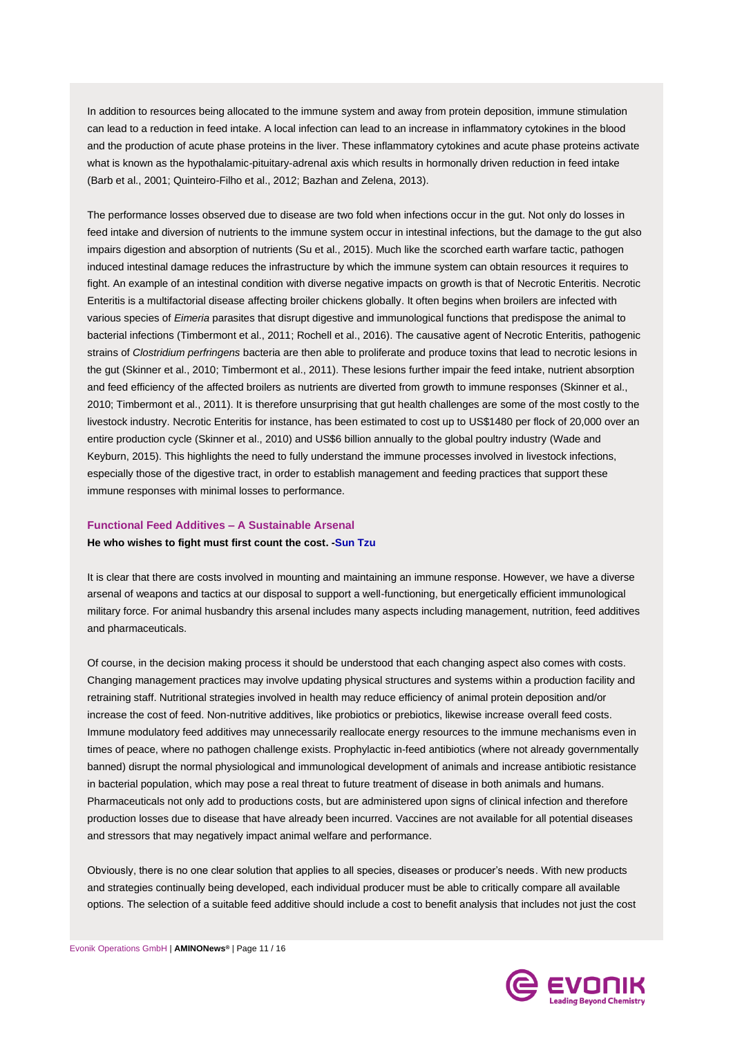In addition to resources being allocated to the immune system and away from protein deposition, immune stimulation can lead to a reduction in feed intake. A local infection can lead to an increase in inflammatory cytokines in the blood and the production of acute phase proteins in the liver. These inflammatory cytokines and acute phase proteins activate what is known as the hypothalamic-pituitary-adrenal axis which results in hormonally driven reduction in feed intake (Barb et al., 2001; Quinteiro-Filho et al., 2012; Bazhan and Zelena, 2013).

The performance losses observed due to disease are two fold when infections occur in the gut. Not only do losses in feed intake and diversion of nutrients to the immune system occur in intestinal infections, but the damage to the gut also impairs digestion and absorption of nutrients (Su et al., 2015). Much like the scorched earth warfare tactic, pathogen induced intestinal damage reduces the infrastructure by which the immune system can obtain resources it requires to fight. An example of an intestinal condition with diverse negative impacts on growth is that of Necrotic Enteritis. Necrotic Enteritis is a multifactorial disease affecting broiler chickens globally. It often begins when broilers are infected with various species of *Eimeria* parasites that disrupt digestive and immunological functions that predispose the animal to bacterial infections (Timbermont et al., 2011; Rochell et al., 2016). The causative agent of Necrotic Enteritis, pathogenic strains of *Clostridium perfringens* bacteria are then able to proliferate and produce toxins that lead to necrotic lesions in the gut (Skinner et al., 2010; Timbermont et al., 2011). These lesions further impair the feed intake, nutrient absorption and feed efficiency of the affected broilers as nutrients are diverted from growth to immune responses (Skinner et al., 2010; Timbermont et al., 2011). It is therefore unsurprising that gut health challenges are some of the most costly to the livestock industry. Necrotic Enteritis for instance, has been estimated to cost up to US$1480 per flock of 20,000 over an entire production cycle (Skinner et al., 2010) and US$6 billion annually to the global poultry industry (Wade and Keyburn, 2015). This highlights the need to fully understand the immune processes involved in livestock infections, especially those of the digestive tract, in order to establish management and feeding practices that support these immune responses with minimal losses to performance.

## Functional Feed Additives – A Sustainable Arsenal

**He who wishes to fight must first count the cost. -Sun Tzu**

It is clear that there are costs involved in mounting and maintaining an immune response. However, we have a diverse arsenal of weapons and tactics at our disposal to support a well-functioning, but energetically efficient immunological military force. For animal husbandry this arsenal includes many aspects including management, nutrition, feed additives and pharmaceuticals.

Of course, in the decision making process it should be understood that each changing aspect also comes with costs. Changing management practices may involve updating physical structures and systems within a production facility and retraining staff. Nutritional strategies involved in health may reduce efficiency of animal protein deposition and/or increase the cost of feed. Non-nutritive additives, like probiotics or prebiotics, likewise increase overall feed costs. Immune modulatory feed additives may unnecessarily reallocate energy resources to the immune mechanisms even in times of peace, where no pathogen challenge exists. Prophylactic in-feed antibiotics (where not already governmentally banned) disrupt the normal physiological and immunological development of animals and increase antibiotic resistance in bacterial population, which may pose a real threat to future treatment of disease in both animals and humans. Pharmaceuticals not only add to productions costs, but are administered upon signs of clinical infection and therefore production losses due to disease that have already been incurred. Vaccines are not available for all potential diseases and stressors that may negatively impact animal welfare and performance.

Obviously, there is no one clear solution that applies to all species, diseases or producer's needs. With new products and strategies continually being developed, each individual producer must be able to critically compare all available options. The selection of a suitable feed additive should include a cost to benefit analysis that includes not just the cost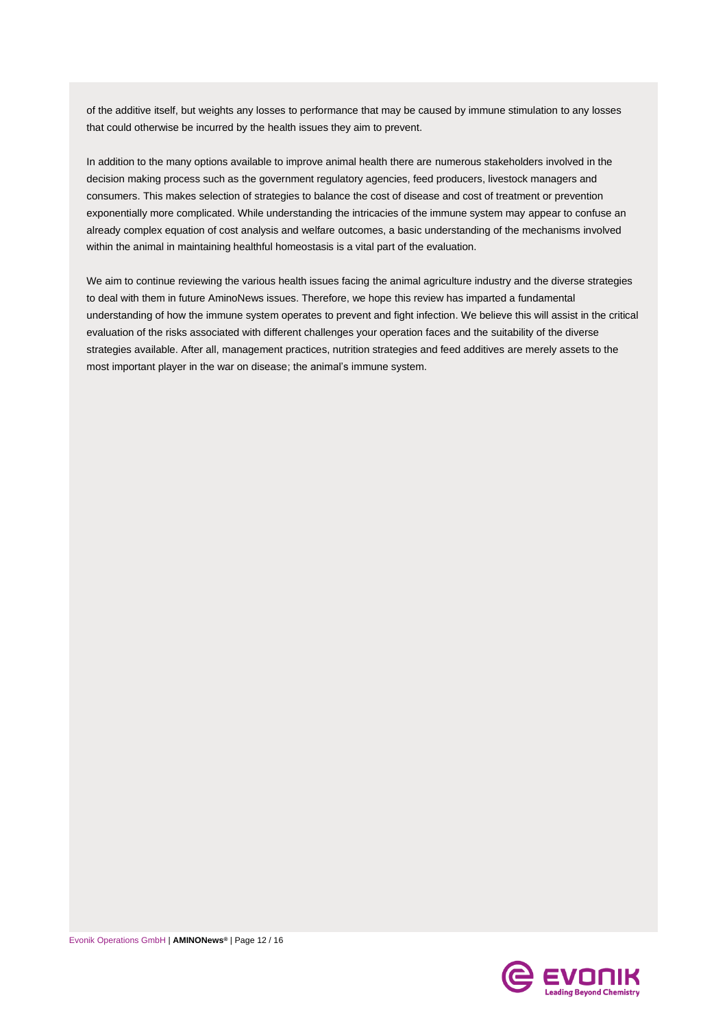of the additive itself, but weights any losses to performance that may be caused by immune stimulation to any losses that could otherwise be incurred by the health issues they aim to prevent.

In addition to the many options available to improve animal health there are numerous stakeholders involved in the decision making process such as the government regulatory agencies, feed producers, livestock managers and consumers. This makes selection of strategies to balance the cost of disease and cost of treatment or prevention exponentially more complicated. While understanding the intricacies of the immune system may appear to confuse an already complex equation of cost analysis and welfare outcomes, a basic understanding of the mechanisms involved within the animal in maintaining healthful homeostasis is a vital part of the evaluation.

We aim to continue reviewing the various health issues facing the animal agriculture industry and the diverse strategies to deal with them in future AminoNews issues. Therefore, we hope this review has imparted a fundamental understanding of how the immune system operates to prevent and fight infection. We believe this will assist in the critical evaluation of the risks associated with different challenges your operation faces and the suitability of the diverse strategies available. After all, management practices, nutrition strategies and feed additives are merely assets to the most important player in the war on disease; the animal's immune system.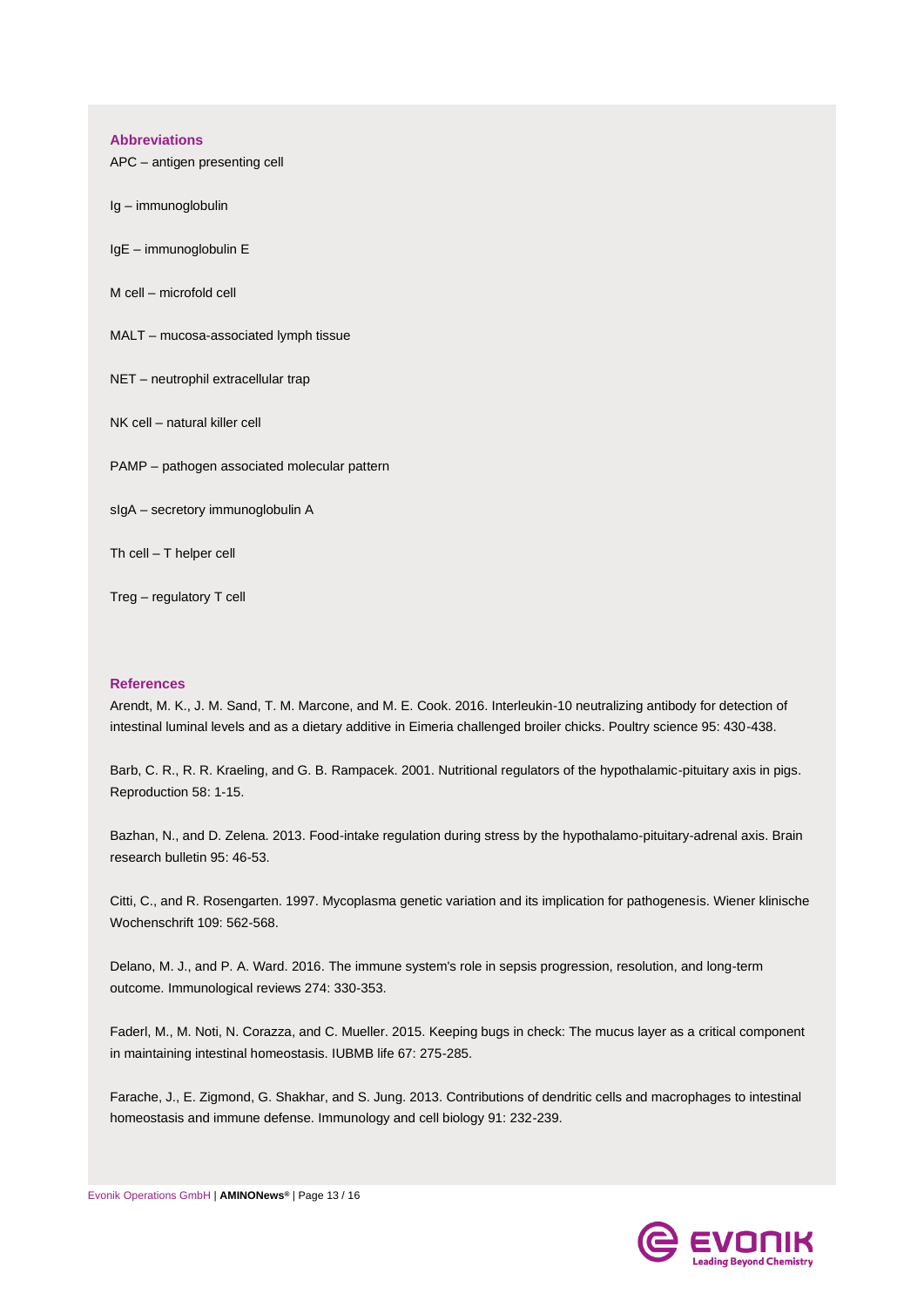## Abbreviations

APC – antigen presenting cell

Ig – immunoglobulin

IgE – immunoglobulin E

M cell – microfold cell

MALT – mucosa-associated lymph tissue

NET – neutrophil extracellular trap

NK cell – natural killer cell

PAMP – pathogen associated molecular pattern

sIgA – secretory immunoglobulin A

Th cell – T helper cell

Treg – regulatory T cell

## References

Arendt, M. K., J. M. Sand, T. M. Marcone, and M. E. Cook. 2016. Interleukin-10 neutralizing antibody for detection of intestinal luminal levels and as a dietary additive in Eimeria challenged broiler chicks. Poultry science 95: 430-438.

Barb, C. R., R. R. Kraeling, and G. B. Rampacek. 2001. Nutritional regulators of the hypothalamic-pituitary axis in pigs. Reproduction 58: 1-15.

Bazhan, N., and D. Zelena. 2013. Food-intake regulation during stress by the hypothalamo-pituitary-adrenal axis. Brain research bulletin 95: 46-53.

Citti, C., and R. Rosengarten. 1997. Mycoplasma genetic variation and its implication for pathogenesis. Wiener klinische Wochenschrift 109: 562-568.

Delano, M. J., and P. A. Ward. 2016. The immune system's role in sepsis progression, resolution, and long-term outcome. Immunological reviews 274: 330-353.

Faderl, M., M. Noti, N. Corazza, and C. Mueller. 2015. Keeping bugs in check: The mucus layer as a critical component in maintaining intestinal homeostasis. IUBMB life 67: 275-285.

Farache, J., E. Zigmond, G. Shakhar, and S. Jung. 2013. Contributions of dendritic cells and macrophages to intestinal homeostasis and immune defense. Immunology and cell biology 91: 232-239.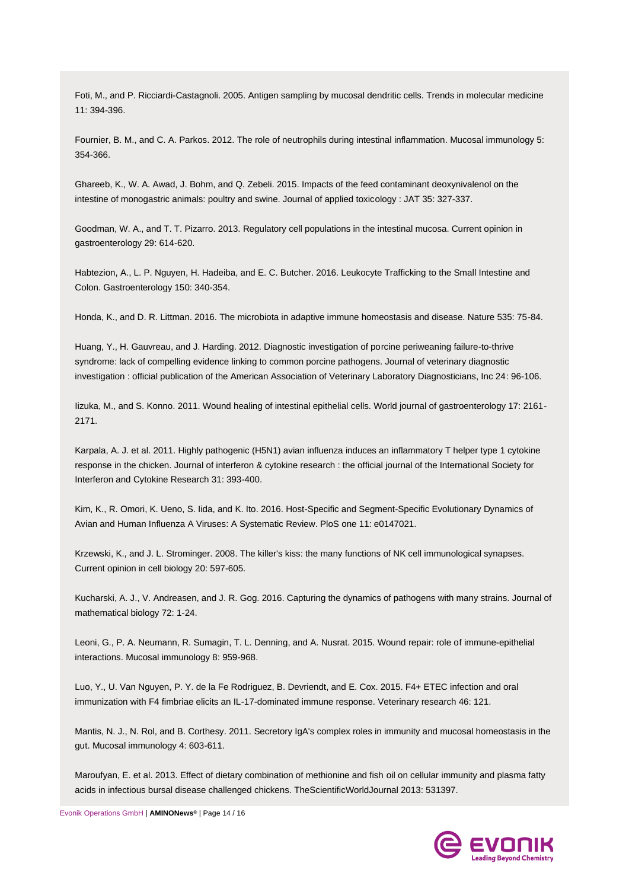Foti, M., and P. Ricciardi-Castagnoli. 2005. Antigen sampling by mucosal dendritic cells. Trends in molecular medicine 11: 394-396.

Fournier, B. M., and C. A. Parkos. 2012. The role of neutrophils during intestinal inflammation. Mucosal immunology 5: 354-366.

Ghareeb, K., W. A. Awad, J. Bohm, and Q. Zebeli. 2015. Impacts of the feed contaminant deoxynivalenol on the intestine of monogastric animals: poultry and swine. Journal of applied toxicology : JAT 35: 327-337.

Goodman, W. A., and T. T. Pizarro. 2013. Regulatory cell populations in the intestinal mucosa. Current opinion in gastroenterology 29: 614-620.

Habtezion, A., L. P. Nguyen, H. Hadeiba, and E. C. Butcher. 2016. Leukocyte Trafficking to the Small Intestine and Colon. Gastroenterology 150: 340-354.

Honda, K., and D. R. Littman. 2016. The microbiota in adaptive immune homeostasis and disease. Nature 535: 75-84.

Huang, Y., H. Gauvreau, and J. Harding. 2012. Diagnostic investigation of porcine periweaning failure-to-thrive syndrome: lack of compelling evidence linking to common porcine pathogens. Journal of veterinary diagnostic investigation : official publication of the American Association of Veterinary Laboratory Diagnosticians, Inc 24: 96-106.

Iizuka, M., and S. Konno. 2011. Wound healing of intestinal epithelial cells. World journal of gastroenterology 17: 2161-2171.

Karpala, A. J. et al. 2011. Highly pathogenic (H5N1) avian influenza induces an inflammatory T helper type 1 cytokine response in the chicken. Journal of interferon & cytokine research : the official journal of the International Society for Interferon and Cytokine Research 31: 393-400.

Kim, K., R. Omori, K. Ueno, S. Iida, and K. Ito. 2016. Host-Specific and Segment-Specific Evolutionary Dynamics of Avian and Human Influenza A Viruses: A Systematic Review. PloS one 11: e0147021.

Krzewski, K., and J. L. Strominger. 2008. The killer's kiss: the many functions of NK cell immunological synapses. Current opinion in cell biology 20: 597-605.

Kucharski, A. J., V. Andreasen, and J. R. Gog. 2016. Capturing the dynamics of pathogens with many strains. Journal of mathematical biology 72: 1-24.

Leoni, G., P. A. Neumann, R. Sumagin, T. L. Denning, and A. Nusrat. 2015. Wound repair: role of immune-epithelial interactions. Mucosal immunology 8: 959-968.

Luo, Y., U. Van Nguyen, P. Y. de la Fe Rodriguez, B. Devriendt, and E. Cox. 2015. F4+ ETEC infection and oral immunization with F4 fimbriae elicits an IL-17-dominated immune response. Veterinary research 46: 121.

Mantis, N. J., N. Rol, and B. Corthesy. 2011. Secretory IgA's complex roles in immunity and mucosal homeostasis in the gut. Mucosal immunology 4: 603-611.

Maroufyan, E. et al. 2013. Effect of dietary combination of methionine and fish oil on cellular immunity and plasma fatty acids in infectious bursal disease challenged chickens. TheScientificWorldJournal 2013: 531397.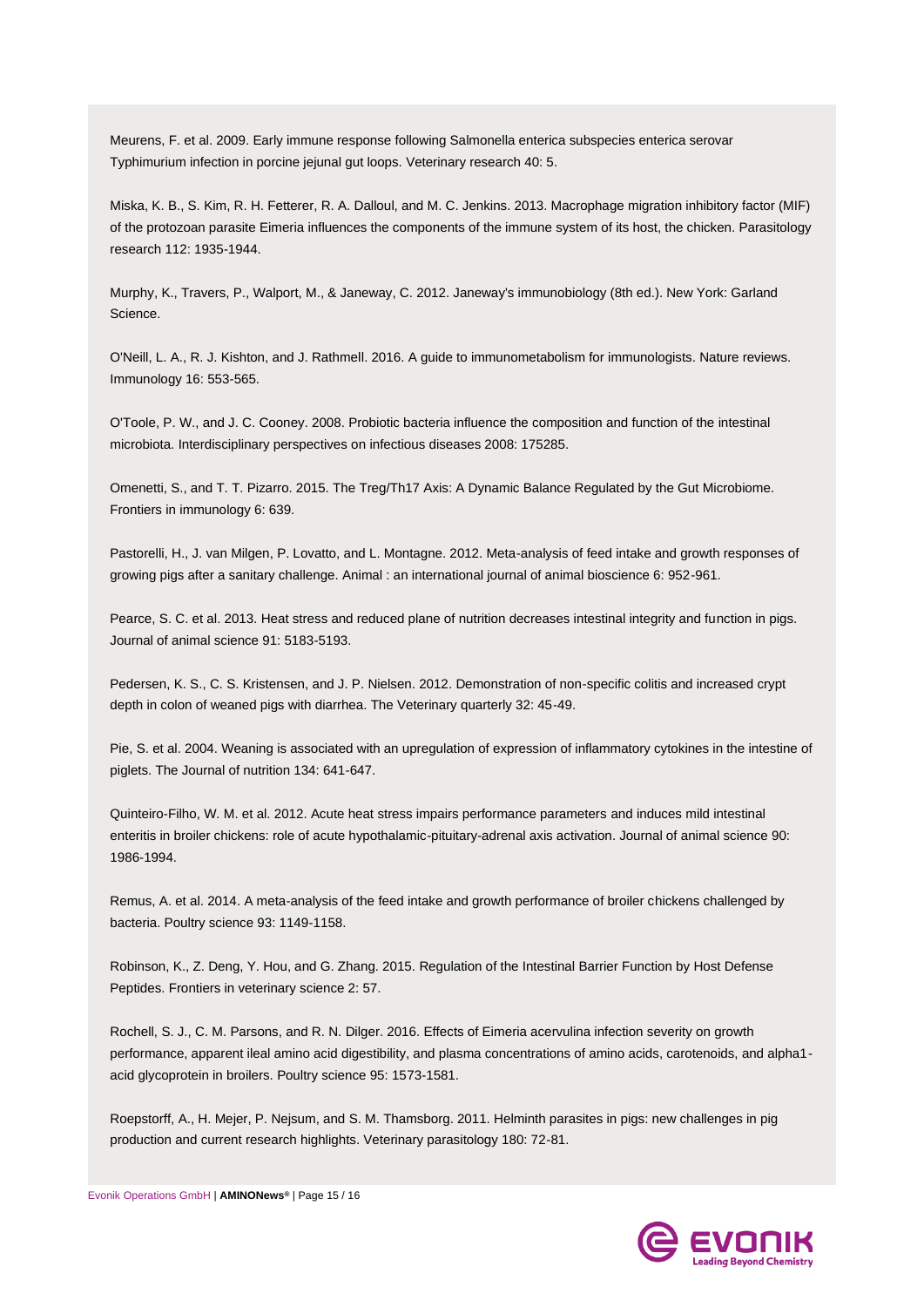Meurens, F. et al. 2009. Early immune response following Salmonella enterica subspecies enterica serovar Typhimurium infection in porcine jejunal gut loops. Veterinary research 40: 5.

Miska, K. B., S. Kim, R. H. Fetterer, R. A. Dalloul, and M. C. Jenkins. 2013. Macrophage migration inhibitory factor (MIF) of the protozoan parasite Eimeria influences the components of the immune system of its host, the chicken. Parasitology research 112: 1935-1944.

Murphy, K., Travers, P., Walport, M., & Janeway, C. 2012. Janeway's immunobiology (8th ed.). New York: Garland Science.

O'Neill, L. A., R. J. Kishton, and J. Rathmell. 2016. A guide to immunometabolism for immunologists. Nature reviews. Immunology 16: 553-565.

O'Toole, P. W., and J. C. Cooney. 2008. Probiotic bacteria influence the composition and function of the intestinal microbiota. Interdisciplinary perspectives on infectious diseases 2008: 175285.

Omenetti, S., and T. T. Pizarro. 2015. The Treg/Th17 Axis: A Dynamic Balance Regulated by the Gut Microbiome. Frontiers in immunology 6: 639.

Pastorelli, H., J. van Milgen, P. Lovatto, and L. Montagne. 2012. Meta-analysis of feed intake and growth responses of growing pigs after a sanitary challenge. Animal : an international journal of animal bioscience 6: 952-961.

Pearce, S. C. et al. 2013. Heat stress and reduced plane of nutrition decreases intestinal integrity and function in pigs. Journal of animal science 91: 5183-5193.

Pedersen, K. S., C. S. Kristensen, and J. P. Nielsen. 2012. Demonstration of non-specific colitis and increased crypt depth in colon of weaned pigs with diarrhea. The Veterinary quarterly 32: 45-49.

Pie, S. et al. 2004. Weaning is associated with an upregulation of expression of inflammatory cytokines in the intestine of piglets. The Journal of nutrition 134: 641-647.

Quinteiro-Filho, W. M. et al. 2012. Acute heat stress impairs performance parameters and induces mild intestinal enteritis in broiler chickens: role of acute hypothalamic-pituitary-adrenal axis activation. Journal of animal science 90: 1986-1994.

Remus, A. et al. 2014. A meta-analysis of the feed intake and growth performance of broiler chickens challenged by bacteria. Poultry science 93: 1149-1158.

Robinson, K., Z. Deng, Y. Hou, and G. Zhang. 2015. Regulation of the Intestinal Barrier Function by Host Defense Peptides. Frontiers in veterinary science 2: 57.

Rochell, S. J., C. M. Parsons, and R. N. Dilger. 2016. Effects of Eimeria acervulina infection severity on growth performance, apparent ileal amino acid digestibility, and plasma concentrations of amino acids, carotenoids, and alpha1-acid glycoprotein in broilers. Poultry science 95: 1573-1581.

Roepstorff, A., H. Mejer, P. Nejsum, and S. M. Thamsborg. 2011. Helminth parasites in pigs: new challenges in pig production and current research highlights. Veterinary parasitology 180: 72-81.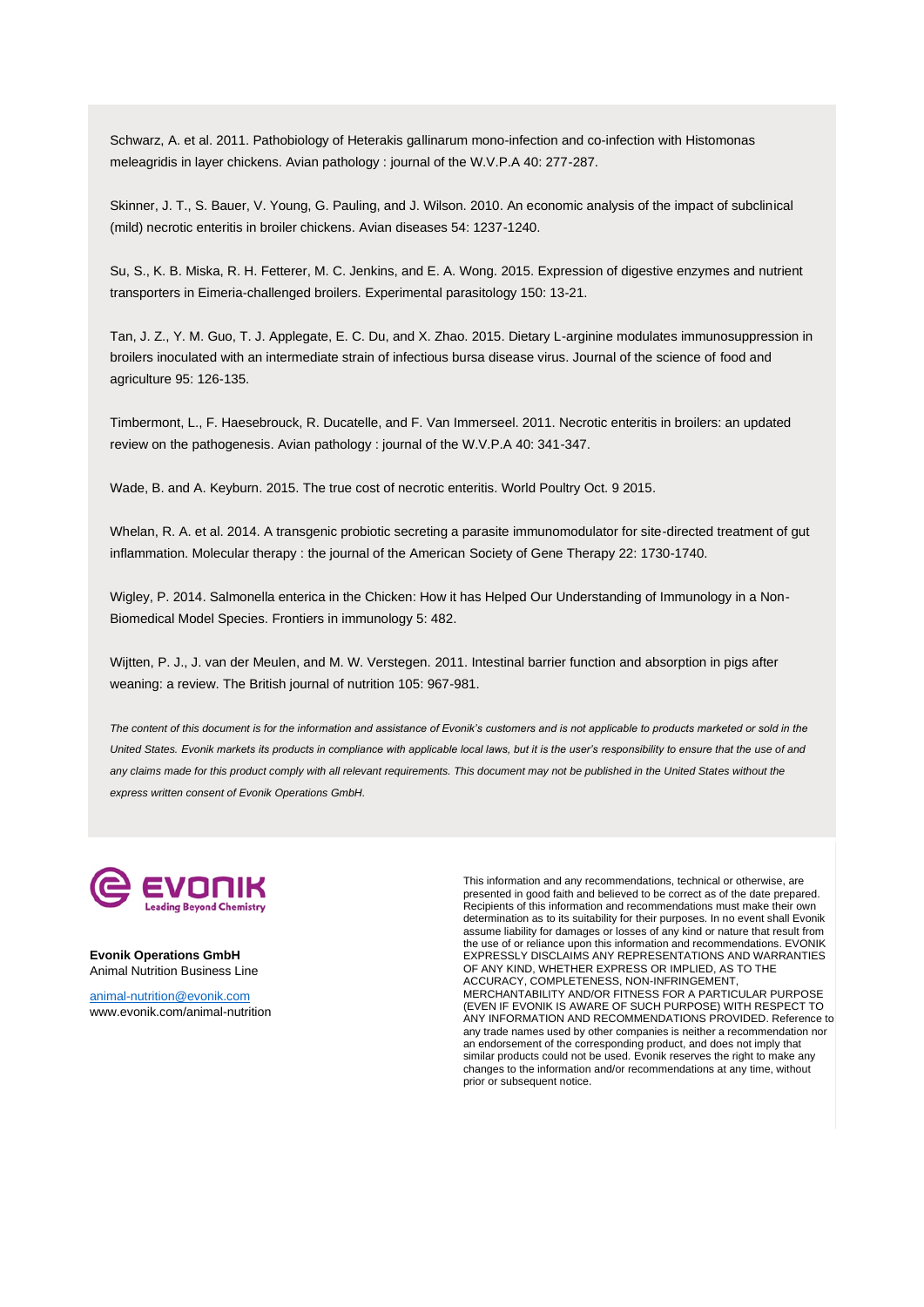Schwarz, A. et al. 2011. Pathobiology of Heterakis gallinarum mono-infection and co-infection with Histomonas meleagridis in layer chickens. Avian pathology : journal of the W.V.P.A 40: 277-287.

Skinner, J. T., S. Bauer, V. Young, G. Pauling, and J. Wilson. 2010. An economic analysis of the impact of subclinical (mild) necrotic enteritis in broiler chickens. Avian diseases 54: 1237-1240.

Su, S., K. B. Miska, R. H. Fetterer, M. C. Jenkins, and E. A. Wong. 2015. Expression of digestive enzymes and nutrient transporters in Eimeria-challenged broilers. Experimental parasitology 150: 13-21.

Tan, J. Z., Y. M. Guo, T. J. Applegate, E. C. Du, and X. Zhao. 2015. Dietary L-arginine modulates immunosuppression in broilers inoculated with an intermediate strain of infectious bursa disease virus. Journal of the science of food and agriculture 95: 126-135.

Timbermont, L., F. Haesebrouck, R. Ducatelle, and F. Van Immerseel. 2011. Necrotic enteritis in broilers: an updated review on the pathogenesis. Avian pathology : journal of the W.V.P.A 40: 341-347.

Wade, B. and A. Keyburn. 2015. The true cost of necrotic enteritis. World Poultry Oct. 9 2015.

Whelan, R. A. et al. 2014. A transgenic probiotic secreting a parasite immunomodulator for site-directed treatment of gut inflammation. Molecular therapy : the journal of the American Society of Gene Therapy 22: 1730-1740.

Wigley, P. 2014. Salmonella enterica in the Chicken: How it has Helped Our Understanding of Immunology in a Non-Biomedical Model Species. Frontiers in immunology 5: 482.

Wijtten, P. J., J. van der Meulen, and M. W. Verstegen. 2011. Intestinal barrier function and absorption in pigs after weaning: a review. The British journal of nutrition 105: 967-981.

*The content of this document is for the information and assistance of Evonik's customers and is not applicable to products marketed or sold in the United States. Evonik markets its products in compliance with applicable local laws, but it is the user's responsibility to ensure that the use of and any claims made for this product comply with all relevant requirements. This document may not be published in the United States without the express written consent of Evonik Operations GmbH.*

EVONIK Leading Beyond Chemistry

**Evonik Operations GmbH**
Animal Nutrition Business Line

animal-nutrition@evonik.com
www.evonik.com/animal-nutrition

This information and any recommendations, technical or otherwise, are presented in good faith and believed to be correct as of the date prepared. Recipients of this information and recommendations must make their own determination as to its suitability for their purposes. In no event shall Evonik assume liability for damages or losses of any kind or nature that result from the use of or reliance upon this information and recommendations. EVONIK EXPRESSLY DISCLAIMS ANY REPRESENTATIONS AND WARRANTIES OF ANY KIND, WHETHER EXPRESS OR IMPLIED, AS TO THE ACCURACY, COMPLETENESS, NON-INFRINGEMENT, MERCHANTABILITY AND/OR FITNESS FOR A PARTICULAR PURPOSE (EVEN IF EVONIK IS AWARE OF SUCH PURPOSE) WITH RESPECT TO ANY INFORMATION AND RECOMMENDATIONS PROVIDED. Reference to any trade names used by other companies is neither a recommendation nor an endorsement of the corresponding product, and does not imply that similar products could not be used. Evonik reserves the right to make any changes to the information and/or recommendations at any time, without prior or subsequent notice.